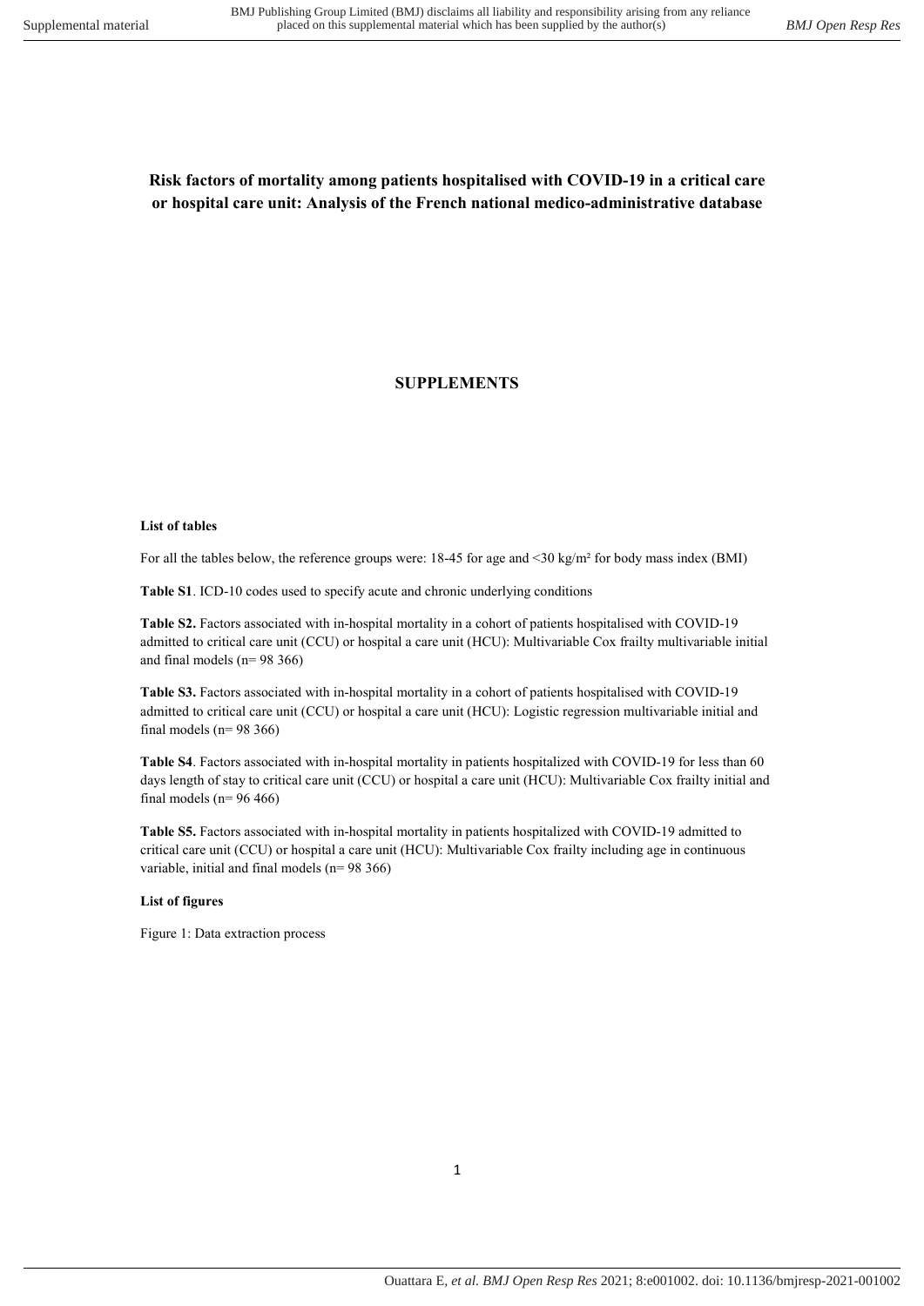**Risk factors of mortality among patients hospitalised with COVID-19 in a critical care or hospital care unit: Analysis of the French national medico-administrative database**

## SUPPLEMENTS

**List of tables**

For all the tables below, the reference groups were: 18-45 for age and <30 kg/m² for body mass index (BMI)

**Table S1**. ICD-10 codes used to specify acute and chronic underlying conditions

**Table S2.** Factors associated with in-hospital mortality in a cohort of patients hospitalised with COVID-19 admitted to critical care unit (CCU) or hospital a care unit (HCU): Multivariable Cox frailty multivariable initial and final models (n= 98 366)

**Table S3.** Factors associated with in-hospital mortality in a cohort of patients hospitalised with COVID-19 admitted to critical care unit (CCU) or hospital a care unit (HCU): Logistic regression multivariable initial and final models (n= 98 366)

**Table S4**. Factors associated with in-hospital mortality in patients hospitalized with COVID-19 for less than 60 days length of stay to critical care unit (CCU) or hospital a care unit (HCU): Multivariable Cox frailty initial and final models (n= 96 466)

**Table S5.** Factors associated with in-hospital mortality in patients hospitalized with COVID-19 admitted to critical care unit (CCU) or hospital a care unit (HCU): Multivariable Cox frailty including age in continuous variable, initial and final models (n= 98 366)

**List of figures**

Figure 1: Data extraction process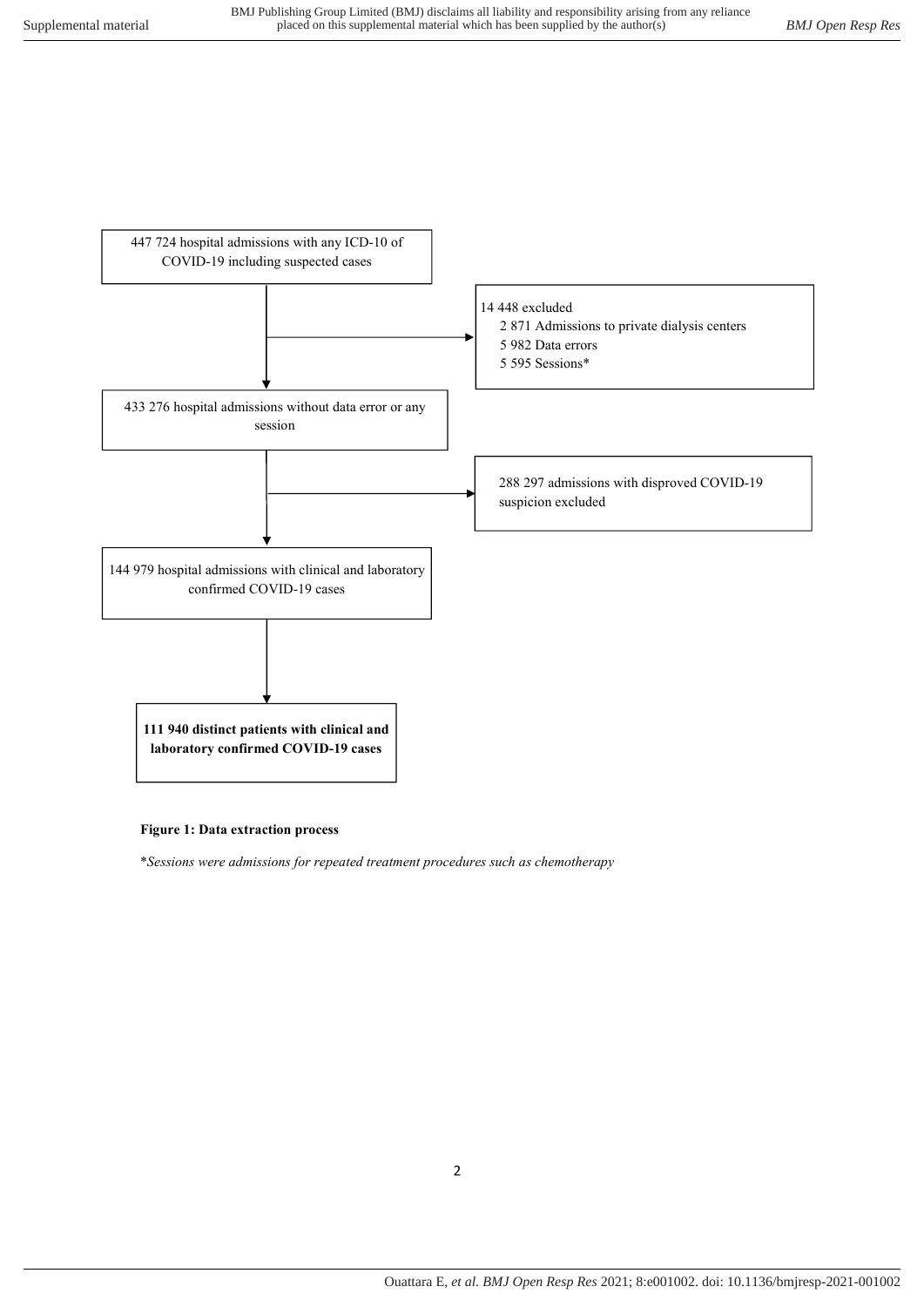447 724 hospital admissions with any ICD-10 of COVID-19 including suspected cases

14 448 excluded
- 2 871 Admissions to private dialysis centers
- 5 982 Data errors
- 5 595 Sessions*

433 276 hospital admissions without data error or any session

288 297 admissions with disproved COVID-19 suspicion excluded

144 979 hospital admissions with clinical and laboratory confirmed COVID-19 cases

**111 940 distinct patients with clinical and laboratory confirmed COVID-19 cases**

**Figure 1: Data extraction process**

**Sessions were admissions for repeated treatment procedures such as chemotherapy*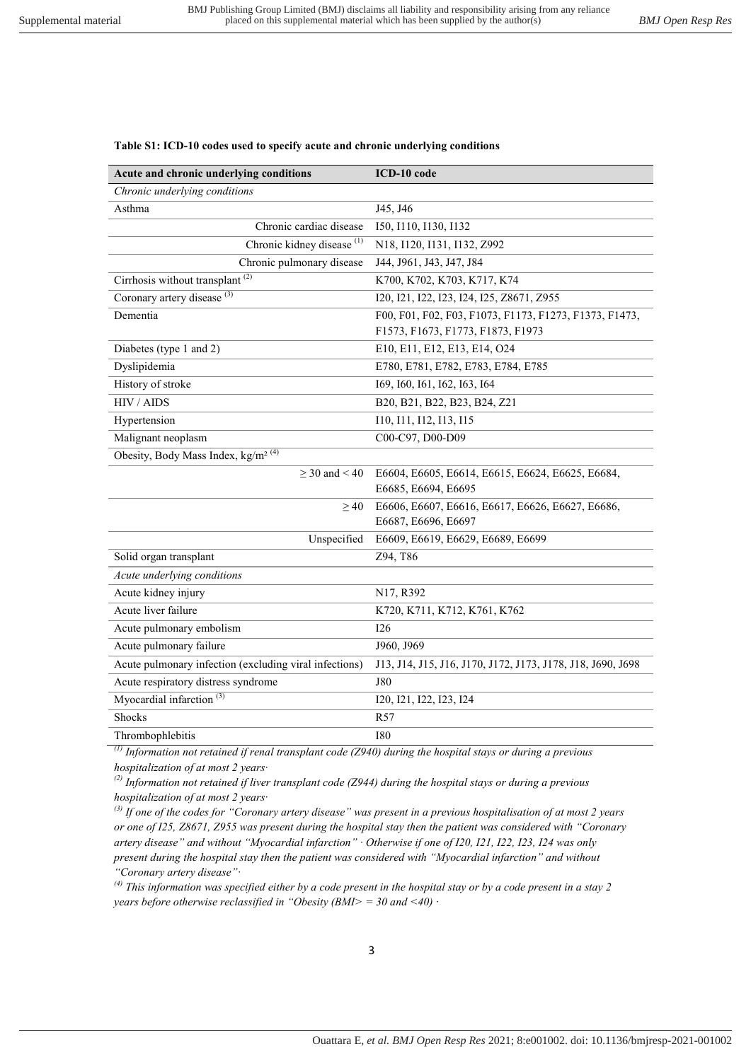**Table S1: ICD-10 codes used to specify acute and chronic underlying conditions**

| Acute and chronic underlying conditions | ICD-10 code |
|---|---|
| *Chronic underlying conditions* | |
| Asthma | J45, J46 |
| Chronic cardiac disease | I50, I110, I130, I132 |
| Chronic kidney disease [(1)] | N18, I120, I131, I132, Z992 |
| Chronic pulmonary disease | J44, J961, J43, J47, J84 |
| Cirrhosis without transplant [(2)] | K700, K702, K703, K717, K74 |
| Coronary artery disease [(3)] | I20, I21, I22, I23, I24, I25, Z8671, Z955 |
| Dementia | F00, F01, F02, F03, F1073, F1173, F1273, F1373, F1473, F1573, F1673, F1773, F1873, F1973 |
| Diabetes (type 1 and 2) | E10, E11, E12, E13, E14, O24 |
| Dyslipidemia | E780, E781, E782, E783, E784, E785 |
| History of stroke | I69, I60, I61, I62, I63, I64 |
| HIV / AIDS | B20, B21, B22, B23, B24, Z21 |
| Hypertension | I10, I11, I12, I13, I15 |
| Malignant neoplasm | C00-C97, D00-D09 |
| Obesity, Body Mass Index, kg/m² [(4)] | |
| ≥ 30 and < 40 | E6604, E6605, E6614, E6615, E6624, E6625, E6684, E6685, E6694, E6695 |
| ≥ 40 | E6606, E6607, E6616, E6617, E6626, E6627, E6686, E6687, E6696, E6697 |
| Unspecified | E6609, E6619, E6629, E6689, E6699 |
| Solid organ transplant | Z94, T86 |
| *Acute underlying conditions* | |
| Acute kidney injury | N17, R392 |
| Acute liver failure | K720, K711, K712, K761, K762 |
| Acute pulmonary embolism | I26 |
| Acute pulmonary failure | J960, J969 |
| Acute pulmonary infection (excluding viral infections) | J13, J14, J15, J16, J170, J172, J173, J178, J18, J690, J698 |
| Acute respiratory distress syndrome | J80 |
| Myocardial infarction [(3)] | I20, I21, I22, I23, I24 |
| Shocks | R57 |
| Thrombophlebitis | I80 |

*(1) Information not retained if renal transplant code (Z940) during the hospital stays or during a previous hospitalization of at most 2 years·*

*(2) Information not retained if liver transplant code (Z944) during the hospital stays or during a previous hospitalization of at most 2 years·*

*(3) If one of the codes for "Coronary artery disease" was present in a previous hospitalisation of at most 2 years or one of I25, Z8671, Z955 was present during the hospital stay then the patient was considered with "Coronary artery disease" and without "Myocardial infarction" · Otherwise if one of I20, I21, I22, I23, I24 was only present during the hospital stay then the patient was considered with "Myocardial infarction" and without "Coronary artery disease"·*

*(4) This information was specified either by a code present in the hospital stay or by a code present in a stay 2 years before otherwise reclassified in "Obesity (BMI> = 30 and <40) ·*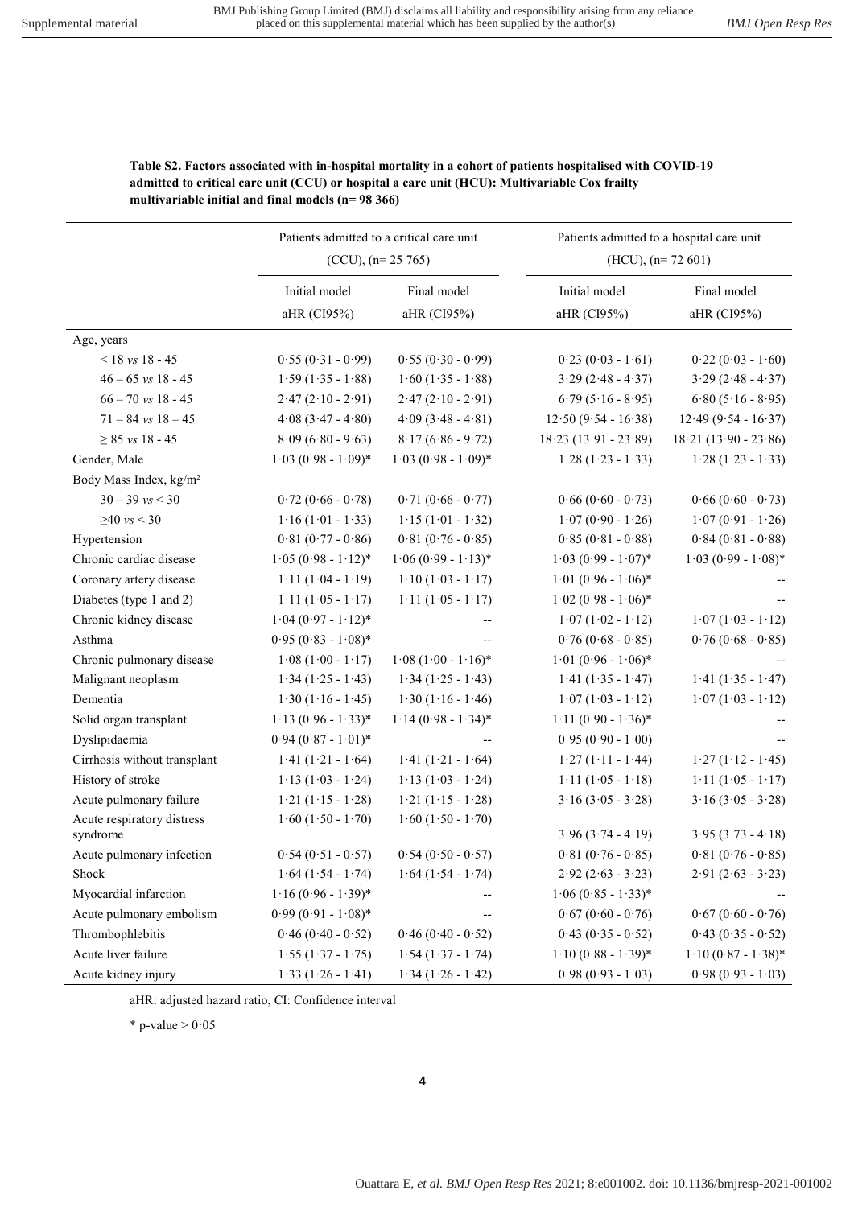**Table S2. Factors associated with in-hospital mortality in a cohort of patients hospitalised with COVID-19 admitted to critical care unit (CCU) or hospital a care unit (HCU): Multivariable Cox frailty multivariable initial and final models (n= 98 366)**

| | Patients admitted to a critical care unit (CCU), (n= 25 765) | | Patients admitted to a hospital care unit (HCU), (n= 72 601) | |
|---|---|---|---|---|
| | Initial model aHR (CI95%) | Final model aHR (CI95%) | Initial model aHR (CI95%) | Final model aHR (CI95%) |
| Age, years | | | | |
| < 18 *vs* 18 - 45 | 0·55 (0·31 - 0·99) | 0·55 (0·30 - 0·99) | 0·23 (0·03 - 1·61) | 0·22 (0·03 - 1·60) |
| 46 – 65 *vs* 18 - 45 | 1·59 (1·35 - 1·88) | 1·60 (1·35 - 1·88) | 3·29 (2·48 - 4·37) | 3·29 (2·48 - 4·37) |
| 66 – 70 *vs* 18 - 45 | 2·47 (2·10 - 2·91) | 2·47 (2·10 - 2·91) | 6·79 (5·16 - 8·95) | 6·80 (5·16 - 8·95) |
| 71 – 84 *vs* 18 – 45 | 4·08 (3·47 - 4·80) | 4·09 (3·48 - 4·81) | 12·50 (9·54 - 16·38) | 12·49 (9·54 - 16·37) |
| ≥ 85 *vs* 18 - 45 | 8·09 (6·80 - 9·63) | 8·17 (6·86 - 9·72) | 18·23 (13·91 - 23·89) | 18·21 (13·90 - 23·86) |
| Gender, Male | 1·03 (0·98 - 1·09)* | 1·03 (0·98 - 1·09)* | 1·28 (1·23 - 1·33) | 1·28 (1·23 - 1·33) |
| Body Mass Index, kg/m² | | | | |
| 30 – 39 *vs* < 30 | 0·72 (0·66 - 0·78) | 0·71 (0·66 - 0·77) | 0·66 (0·60 - 0·73) | 0·66 (0·60 - 0·73) |
| ≥40 *vs* < 30 | 1·16 (1·01 - 1·33) | 1·15 (1·01 - 1·32) | 1·07 (0·90 - 1·26) | 1·07 (0·91 - 1·26) |
| Hypertension | 0·81 (0·77 - 0·86) | 0·81 (0·76 - 0·85) | 0·85 (0·81 - 0·88) | 0·84 (0·81 - 0·88) |
| Chronic cardiac disease | 1·05 (0·98 - 1·12)* | 1·06 (0·99 - 1·13)* | 1·03 (0·99 - 1·07)* | 1·03 (0·99 - 1·08)* |
| Coronary artery disease | 1·11 (1·04 - 1·19) | 1·10 (1·03 - 1·17) | 1·01 (0·96 - 1·06)* | -- |
| Diabetes (type 1 and 2) | 1·11 (1·05 - 1·17) | 1·11 (1·05 - 1·17) | 1·02 (0·98 - 1·06)* | -- |
| Chronic kidney disease | 1·04 (0·97 - 1·12)* | -- | 1·07 (1·02 - 1·12) | 1·07 (1·03 - 1·12) |
| Asthma | 0·95 (0·83 - 1·08)* | -- | 0·76 (0·68 - 0·85) | 0·76 (0·68 - 0·85) |
| Chronic pulmonary disease | 1·08 (1·00 - 1·17) | 1·08 (1·00 - 1·16)* | 1·01 (0·96 - 1·06)* | -- |
| Malignant neoplasm | 1·34 (1·25 - 1·43) | 1·34 (1·25 - 1·43) | 1·41 (1·35 - 1·47) | 1·41 (1·35 - 1·47) |
| Dementia | 1·30 (1·16 - 1·45) | 1·30 (1·16 - 1·46) | 1·07 (1·03 - 1·12) | 1·07 (1·03 - 1·12) |
| Solid organ transplant | 1·13 (0·96 - 1·33)* | 1·14 (0·98 - 1·34)* | 1·11 (0·90 - 1·36)* | -- |
| Dyslipidaemia | 0·94 (0·87 - 1·01)* | -- | 0·95 (0·90 - 1·00) | -- |
| Cirrhosis without transplant | 1·41 (1·21 - 1·64) | 1·41 (1·21 - 1·64) | 1·27 (1·11 - 1·44) | 1·27 (1·12 - 1·45) |
| History of stroke | 1·13 (1·03 - 1·24) | 1·13 (1·03 - 1·24) | 1·11 (1·05 - 1·18) | 1·11 (1·05 - 1·17) |
| Acute pulmonary failure | 1·21 (1·15 - 1·28) | 1·21 (1·15 - 1·28) | 3·16 (3·05 - 3·28) | 3·16 (3·05 - 3·28) |
| Acute respiratory distress syndrome | 1·60 (1·50 - 1·70) | 1·60 (1·50 - 1·70) | 3·96 (3·74 - 4·19) | 3·95 (3·73 - 4·18) |
| Acute pulmonary infection | 0·54 (0·51 - 0·57) | 0·54 (0·50 - 0·57) | 0·81 (0·76 - 0·85) | 0·81 (0·76 - 0·85) |
| Shock | 1·64 (1·54 - 1·74) | 1·64 (1·54 - 1·74) | 2·92 (2·63 - 3·23) | 2·91 (2·63 - 3·23) |
| Myocardial infarction | 1·16 (0·96 - 1·39)* | -- | 1·06 (0·85 - 1·33)* | -- |
| Acute pulmonary embolism | 0·99 (0·91 - 1·08)* | -- | 0·67 (0·60 - 0·76) | 0·67 (0·60 - 0·76) |
| Thrombophlebitis | 0·46 (0·40 - 0·52) | 0·46 (0·40 - 0·52) | 0·43 (0·35 - 0·52) | 0·43 (0·35 - 0·52) |
| Acute liver failure | 1·55 (1·37 - 1·75) | 1·54 (1·37 - 1·74) | 1·10 (0·88 - 1·39)* | 1·10 (0·87 - 1·38)* |
| Acute kidney injury | 1·33 (1·26 - 1·41) | 1·34 (1·26 - 1·42) | 0·98 (0·93 - 1·03) | 0·98 (0·93 - 1·03) |

aHR: adjusted hazard ratio, CI: Confidence interval

\* p-value > 0·05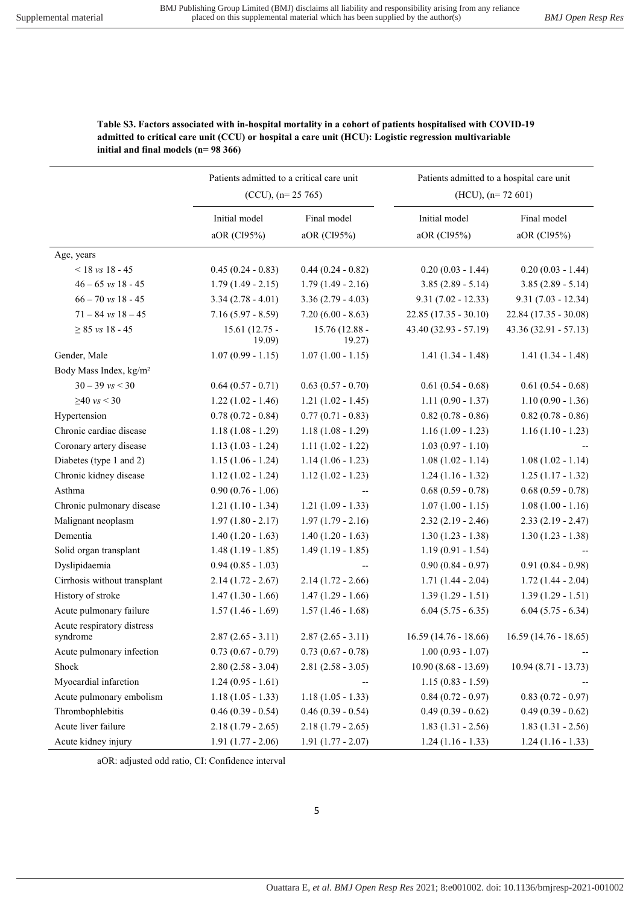**Table S3. Factors associated with in-hospital mortality in a cohort of patients hospitalised with COVID-19 admitted to critical care unit (CCU) or hospital a care unit (HCU): Logistic regression multivariable initial and final models (n= 98 366)**

| | Patients admitted to a critical care unit (CCU), (n= 25 765) | | Patients admitted to a hospital care unit (HCU), (n= 72 601) | |
|---|---|---|---|---|
| | Initial model aOR (CI95%) | Final model aOR (CI95%) | Initial model aOR (CI95%) | Final model aOR (CI95%) |
| Age, years | | | | |
| < 18 *vs* 18 - 45 | 0.45 (0.24 - 0.83) | 0.44 (0.24 - 0.82) | 0.20 (0.03 - 1.44) | 0.20 (0.03 - 1.44) |
| 46 – 65 *vs* 18 - 45 | 1.79 (1.49 - 2.15) | 1.79 (1.49 - 2.16) | 3.85 (2.89 - 5.14) | 3.85 (2.89 - 5.14) |
| 66 – 70 *vs* 18 - 45 | 3.34 (2.78 - 4.01) | 3.36 (2.79 - 4.03) | 9.31 (7.02 - 12.33) | 9.31 (7.03 - 12.34) |
| 71 – 84 *vs* 18 – 45 | 7.16 (5.97 - 8.59) | 7.20 (6.00 - 8.63) | 22.85 (17.35 - 30.10) | 22.84 (17.35 - 30.08) |
| ≥ 85 *vs* 18 - 45 | 15.61 (12.75 - 19.09) | 15.76 (12.88 - 19.27) | 43.40 (32.93 - 57.19) | 43.36 (32.91 - 57.13) |
| Gender, Male | 1.07 (0.99 - 1.15) | 1.07 (1.00 - 1.15) | 1.41 (1.34 - 1.48) | 1.41 (1.34 - 1.48) |
| Body Mass Index, kg/m² | | | | |
| 30 – 39 *vs* < 30 | 0.64 (0.57 - 0.71) | 0.63 (0.57 - 0.70) | 0.61 (0.54 - 0.68) | 0.61 (0.54 - 0.68) |
| ≥40 *vs* < 30 | 1.22 (1.02 - 1.46) | 1.21 (1.02 - 1.45) | 1.11 (0.90 - 1.37) | 1.10 (0.90 - 1.36) |
| Hypertension | 0.78 (0.72 - 0.84) | 0.77 (0.71 - 0.83) | 0.82 (0.78 - 0.86) | 0.82 (0.78 - 0.86) |
| Chronic cardiac disease | 1.18 (1.08 - 1.29) | 1.18 (1.08 - 1.29) | 1.16 (1.09 - 1.23) | 1.16 (1.10 - 1.23) |
| Coronary artery disease | 1.13 (1.03 - 1.24) | 1.11 (1.02 - 1.22) | 1.03 (0.97 - 1.10) | -- |
| Diabetes (type 1 and 2) | 1.15 (1.06 - 1.24) | 1.14 (1.06 - 1.23) | 1.08 (1.02 - 1.14) | 1.08 (1.02 - 1.14) |
| Chronic kidney disease | 1.12 (1.02 - 1.24) | 1.12 (1.02 - 1.23) | 1.24 (1.16 - 1.32) | 1.25 (1.17 - 1.32) |
| Asthma | 0.90 (0.76 - 1.06) | -- | 0.68 (0.59 - 0.78) | 0.68 (0.59 - 0.78) |
| Chronic pulmonary disease | 1.21 (1.10 - 1.34) | 1.21 (1.09 - 1.33) | 1.07 (1.00 - 1.15) | 1.08 (1.00 - 1.16) |
| Malignant neoplasm | 1.97 (1.80 - 2.17) | 1.97 (1.79 - 2.16) | 2.32 (2.19 - 2.46) | 2.33 (2.19 - 2.47) |
| Dementia | 1.40 (1.20 - 1.63) | 1.40 (1.20 - 1.63) | 1.30 (1.23 - 1.38) | 1.30 (1.23 - 1.38) |
| Solid organ transplant | 1.48 (1.19 - 1.85) | 1.49 (1.19 - 1.85) | 1.19 (0.91 - 1.54) | -- |
| Dyslipidaemia | 0.94 (0.85 - 1.03) | -- | 0.90 (0.84 - 0.97) | 0.91 (0.84 - 0.98) |
| Cirrhosis without transplant | 2.14 (1.72 - 2.67) | 2.14 (1.72 - 2.66) | 1.71 (1.44 - 2.04) | 1.72 (1.44 - 2.04) |
| History of stroke | 1.47 (1.30 - 1.66) | 1.47 (1.29 - 1.66) | 1.39 (1.29 - 1.51) | 1.39 (1.29 - 1.51) |
| Acute pulmonary failure | 1.57 (1.46 - 1.69) | 1.57 (1.46 - 1.68) | 6.04 (5.75 - 6.35) | 6.04 (5.75 - 6.34) |
| Acute respiratory distress syndrome | 2.87 (2.65 - 3.11) | 2.87 (2.65 - 3.11) | 16.59 (14.76 - 18.66) | 16.59 (14.76 - 18.65) |
| Acute pulmonary infection | 0.73 (0.67 - 0.79) | 0.73 (0.67 - 0.78) | 1.00 (0.93 - 1.07) | -- |
| Shock | 2.80 (2.58 - 3.04) | 2.81 (2.58 - 3.05) | 10.90 (8.68 - 13.69) | 10.94 (8.71 - 13.73) |
| Myocardial infarction | 1.24 (0.95 - 1.61) | -- | 1.15 (0.83 - 1.59) | -- |
| Acute pulmonary embolism | 1.18 (1.05 - 1.33) | 1.18 (1.05 - 1.33) | 0.84 (0.72 - 0.97) | 0.83 (0.72 - 0.97) |
| Thrombophlebitis | 0.46 (0.39 - 0.54) | 0.46 (0.39 - 0.54) | 0.49 (0.39 - 0.62) | 0.49 (0.39 - 0.62) |
| Acute liver failure | 2.18 (1.79 - 2.65) | 2.18 (1.79 - 2.65) | 1.83 (1.31 - 2.56) | 1.83 (1.31 - 2.56) |
| Acute kidney injury | 1.91 (1.77 - 2.06) | 1.91 (1.77 - 2.07) | 1.24 (1.16 - 1.33) | 1.24 (1.16 - 1.33) |

aOR: adjusted odd ratio, CI: Confidence interval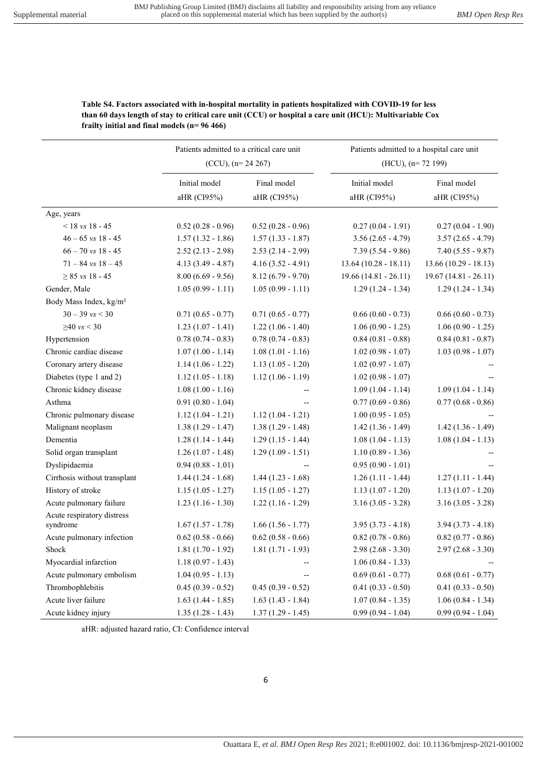**Table S4. Factors associated with in-hospital mortality in patients hospitalized with COVID-19 for less than 60 days length of stay to critical care unit (CCU) or hospital a care unit (HCU): Multivariable Cox frailty initial and final models (n= 96 466)**

| | Patients admitted to a critical care unit (CCU), (n= 24 267) | | Patients admitted to a hospital care unit (HCU), (n= 72 199) | |
|---|---|---|---|---|
| | Initial model aHR (CI95%) | Final model aHR (CI95%) | Initial model aHR (CI95%) | Final model aHR (CI95%) |
| Age, years | | | | |
| < 18 *vs* 18 - 45 | 0.52 (0.28 - 0.96) | 0.52 (0.28 - 0.96) | 0.27 (0.04 - 1.91) | 0.27 (0.04 - 1.90) |
| 46 – 65 *vs* 18 - 45 | 1.57 (1.32 - 1.86) | 1.57 (1.33 - 1.87) | 3.56 (2.65 - 4.79) | 3.57 (2.65 - 4.79) |
| 66 – 70 *vs* 18 - 45 | 2.52 (2.13 - 2.98) | 2.53 (2.14 - 2.99) | 7.39 (5.54 - 9.86) | 7.40 (5.55 - 9.87) |
| 71 – 84 *vs* 18 – 45 | 4.13 (3.49 - 4.87) | 4.16 (3.52 - 4.91) | 13.64 (10.28 - 18.11) | 13.66 (10.29 - 18.13) |
| ≥ 85 *vs* 18 - 45 | 8.00 (6.69 - 9.56) | 8.12 (6.79 - 9.70) | 19.66 (14.81 - 26.11) | 19.67 (14.81 - 26.11) |
| Gender, Male | 1.05 (0.99 - 1.11) | 1.05 (0.99 - 1.11) | 1.29 (1.24 - 1.34) | 1.29 (1.24 - 1.34) |
| Body Mass Index, kg/m² | | | | |
| 30 – 39 *vs* < 30 | 0.71 (0.65 - 0.77) | 0.71 (0.65 - 0.77) | 0.66 (0.60 - 0.73) | 0.66 (0.60 - 0.73) |
| ≥40 *vs* < 30 | 1.23 (1.07 - 1.41) | 1.22 (1.06 - 1.40) | 1.06 (0.90 - 1.25) | 1.06 (0.90 - 1.25) |
| Hypertension | 0.78 (0.74 - 0.83) | 0.78 (0.74 - 0.83) | 0.84 (0.81 - 0.88) | 0.84 (0.81 - 0.87) |
| Chronic cardiac disease | 1.07 (1.00 - 1.14) | 1.08 (1.01 - 1.16) | 1.02 (0.98 - 1.07) | 1.03 (0.98 - 1.07) |
| Coronary artery disease | 1.14 (1.06 - 1.22) | 1.13 (1.05 - 1.20) | 1.02 (0.97 - 1.07) | -- |
| Diabetes (type 1 and 2) | 1.12 (1.05 - 1.18) | 1.12 (1.06 - 1.19) | 1.02 (0.98 - 1.07) | -- |
| Chronic kidney disease | 1.08 (1.00 - 1.16) | -- | 1.09 (1.04 - 1.14) | 1.09 (1.04 - 1.14) |
| Asthma | 0.91 (0.80 - 1.04) | -- | 0.77 (0.69 - 0.86) | 0.77 (0.68 - 0.86) |
| Chronic pulmonary disease | 1.12 (1.04 - 1.21) | 1.12 (1.04 - 1.21) | 1.00 (0.95 - 1.05) | -- |
| Malignant neoplasm | 1.38 (1.29 - 1.47) | 1.38 (1.29 - 1.48) | 1.42 (1.36 - 1.49) | 1.42 (1.36 - 1.49) |
| Dementia | 1.28 (1.14 - 1.44) | 1.29 (1.15 - 1.44) | 1.08 (1.04 - 1.13) | 1.08 (1.04 - 1.13) |
| Solid organ transplant | 1.26 (1.07 - 1.48) | 1.29 (1.09 - 1.51) | 1.10 (0.89 - 1.36) | -- |
| Dyslipidaemia | 0.94 (0.88 - 1.01) | -- | 0.95 (0.90 - 1.01) | -- |
| Cirrhosis without transplant | 1.44 (1.24 - 1.68) | 1.44 (1.23 - 1.68) | 1.26 (1.11 - 1.44) | 1.27 (1.11 - 1.44) |
| History of stroke | 1.15 (1.05 - 1.27) | 1.15 (1.05 - 1.27) | 1.13 (1.07 - 1.20) | 1.13 (1.07 - 1.20) |
| Acute pulmonary failure | 1.23 (1.16 - 1.30) | 1.22 (1.16 - 1.29) | 3.16 (3.05 - 3.28) | 3.16 (3.05 - 3.28) |
| Acute respiratory distress syndrome | 1.67 (1.57 - 1.78) | 1.66 (1.56 - 1.77) | 3.95 (3.73 - 4.18) | 3.94 (3.73 - 4.18) |
| Acute pulmonary infection | 0.62 (0.58 - 0.66) | 0.62 (0.58 - 0.66) | 0.82 (0.78 - 0.86) | 0.82 (0.77 - 0.86) |
| Shock | 1.81 (1.70 - 1.92) | 1.81 (1.71 - 1.93) | 2.98 (2.68 - 3.30) | 2.97 (2.68 - 3.30) |
| Myocardial infarction | 1.18 (0.97 - 1.43) | -- | 1.06 (0.84 - 1.33) | -- |
| Acute pulmonary embolism | 1.04 (0.95 - 1.13) | -- | 0.69 (0.61 - 0.77) | 0.68 (0.61 - 0.77) |
| Thrombophlebitis | 0.45 (0.39 - 0.52) | 0.45 (0.39 - 0.52) | 0.41 (0.33 - 0.50) | 0.41 (0.33 - 0.50) |
| Acute liver failure | 1.63 (1.44 - 1.85) | 1.63 (1.43 - 1.84) | 1.07 (0.84 - 1.35) | 1.06 (0.84 - 1.34) |
| Acute kidney injury | 1.35 (1.28 - 1.43) | 1.37 (1.29 - 1.45) | 0.99 (0.94 - 1.04) | 0.99 (0.94 - 1.04) |

aHR: adjusted hazard ratio, CI: Confidence interval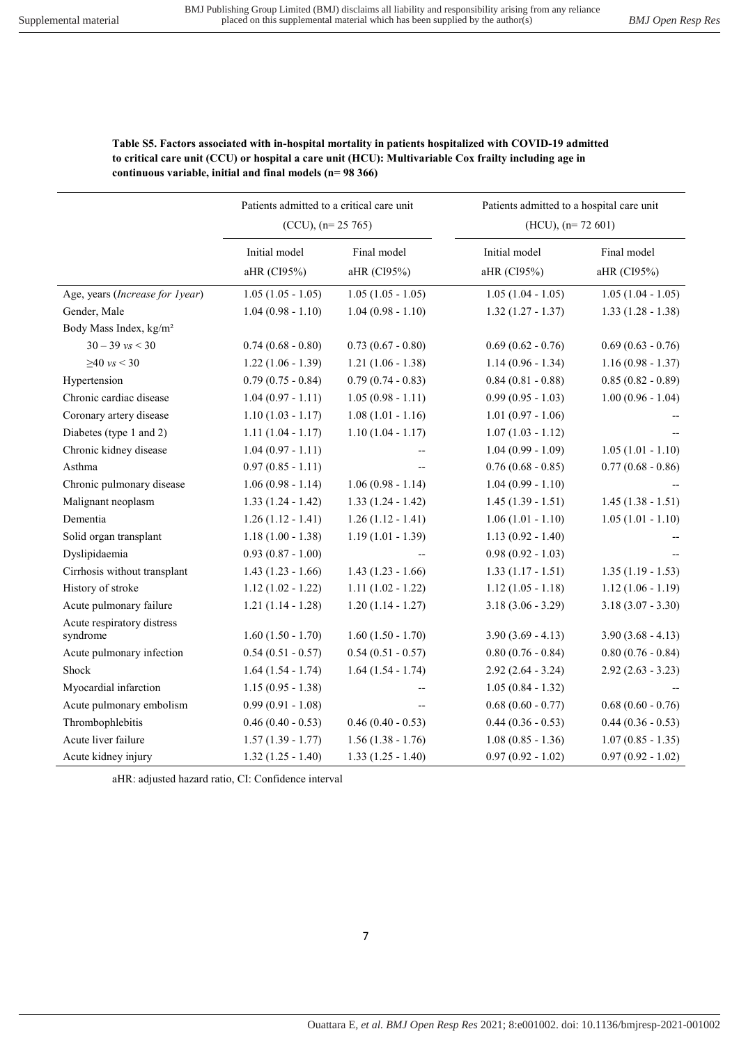**Table S5. Factors associated with in-hospital mortality in patients hospitalized with COVID-19 admitted to critical care unit (CCU) or hospital a care unit (HCU): Multivariable Cox frailty including age in continuous variable, initial and final models (n= 98 366)**

| | Patients admitted to a critical care unit (CCU), (n= 25 765) | | Patients admitted to a hospital care unit (HCU), (n= 72 601) | |
|---|---|---|---|---|
| | Initial model aHR (CI95%) | Final model aHR (CI95%) | Initial model aHR (CI95%) | Final model aHR (CI95%) |
| Age, years (*Increase for 1year*) | 1.05 (1.05 - 1.05) | 1.05 (1.05 - 1.05) | 1.05 (1.04 - 1.05) | 1.05 (1.04 - 1.05) |
| Gender, Male | 1.04 (0.98 - 1.10) | 1.04 (0.98 - 1.10) | 1.32 (1.27 - 1.37) | 1.33 (1.28 - 1.38) |
| Body Mass Index, kg/m² | | | | |
| 30 – 39 *vs* < 30 | 0.74 (0.68 - 0.80) | 0.73 (0.67 - 0.80) | 0.69 (0.62 - 0.76) | 0.69 (0.63 - 0.76) |
| ≥40 *vs* < 30 | 1.22 (1.06 - 1.39) | 1.21 (1.06 - 1.38) | 1.14 (0.96 - 1.34) | 1.16 (0.98 - 1.37) |
| Hypertension | 0.79 (0.75 - 0.84) | 0.79 (0.74 - 0.83) | 0.84 (0.81 - 0.88) | 0.85 (0.82 - 0.89) |
| Chronic cardiac disease | 1.04 (0.97 - 1.11) | 1.05 (0.98 - 1.11) | 0.99 (0.95 - 1.03) | 1.00 (0.96 - 1.04) |
| Coronary artery disease | 1.10 (1.03 - 1.17) | 1.08 (1.01 - 1.16) | 1.01 (0.97 - 1.06) | -- |
| Diabetes (type 1 and 2) | 1.11 (1.04 - 1.17) | 1.10 (1.04 - 1.17) | 1.07 (1.03 - 1.12) | -- |
| Chronic kidney disease | 1.04 (0.97 - 1.11) | -- | 1.04 (0.99 - 1.09) | 1.05 (1.01 - 1.10) |
| Asthma | 0.97 (0.85 - 1.11) | -- | 0.76 (0.68 - 0.85) | 0.77 (0.68 - 0.86) |
| Chronic pulmonary disease | 1.06 (0.98 - 1.14) | 1.06 (0.98 - 1.14) | 1.04 (0.99 - 1.10) | -- |
| Malignant neoplasm | 1.33 (1.24 - 1.42) | 1.33 (1.24 - 1.42) | 1.45 (1.39 - 1.51) | 1.45 (1.38 - 1.51) |
| Dementia | 1.26 (1.12 - 1.41) | 1.26 (1.12 - 1.41) | 1.06 (1.01 - 1.10) | 1.05 (1.01 - 1.10) |
| Solid organ transplant | 1.18 (1.00 - 1.38) | 1.19 (1.01 - 1.39) | 1.13 (0.92 - 1.40) | -- |
| Dyslipidaemia | 0.93 (0.87 - 1.00) | -- | 0.98 (0.92 - 1.03) | -- |
| Cirrhosis without transplant | 1.43 (1.23 - 1.66) | 1.43 (1.23 - 1.66) | 1.33 (1.17 - 1.51) | 1.35 (1.19 - 1.53) |
| History of stroke | 1.12 (1.02 - 1.22) | 1.11 (1.02 - 1.22) | 1.12 (1.05 - 1.18) | 1.12 (1.06 - 1.19) |
| Acute pulmonary failure | 1.21 (1.14 - 1.28) | 1.20 (1.14 - 1.27) | 3.18 (3.06 - 3.29) | 3.18 (3.07 - 3.30) |
| Acute respiratory distress syndrome | 1.60 (1.50 - 1.70) | 1.60 (1.50 - 1.70) | 3.90 (3.69 - 4.13) | 3.90 (3.68 - 4.13) |
| Acute pulmonary infection | 0.54 (0.51 - 0.57) | 0.54 (0.51 - 0.57) | 0.80 (0.76 - 0.84) | 0.80 (0.76 - 0.84) |
| Shock | 1.64 (1.54 - 1.74) | 1.64 (1.54 - 1.74) | 2.92 (2.64 - 3.24) | 2.92 (2.63 - 3.23) |
| Myocardial infarction | 1.15 (0.95 - 1.38) | -- | 1.05 (0.84 - 1.32) | -- |
| Acute pulmonary embolism | 0.99 (0.91 - 1.08) | -- | 0.68 (0.60 - 0.77) | 0.68 (0.60 - 0.76) |
| Thrombophlebitis | 0.46 (0.40 - 0.53) | 0.46 (0.40 - 0.53) | 0.44 (0.36 - 0.53) | 0.44 (0.36 - 0.53) |
| Acute liver failure | 1.57 (1.39 - 1.77) | 1.56 (1.38 - 1.76) | 1.08 (0.85 - 1.36) | 1.07 (0.85 - 1.35) |
| Acute kidney injury | 1.32 (1.25 - 1.40) | 1.33 (1.25 - 1.40) | 0.97 (0.92 - 1.02) | 0.97 (0.92 - 1.02) |

aHR: adjusted hazard ratio, CI: Confidence interval